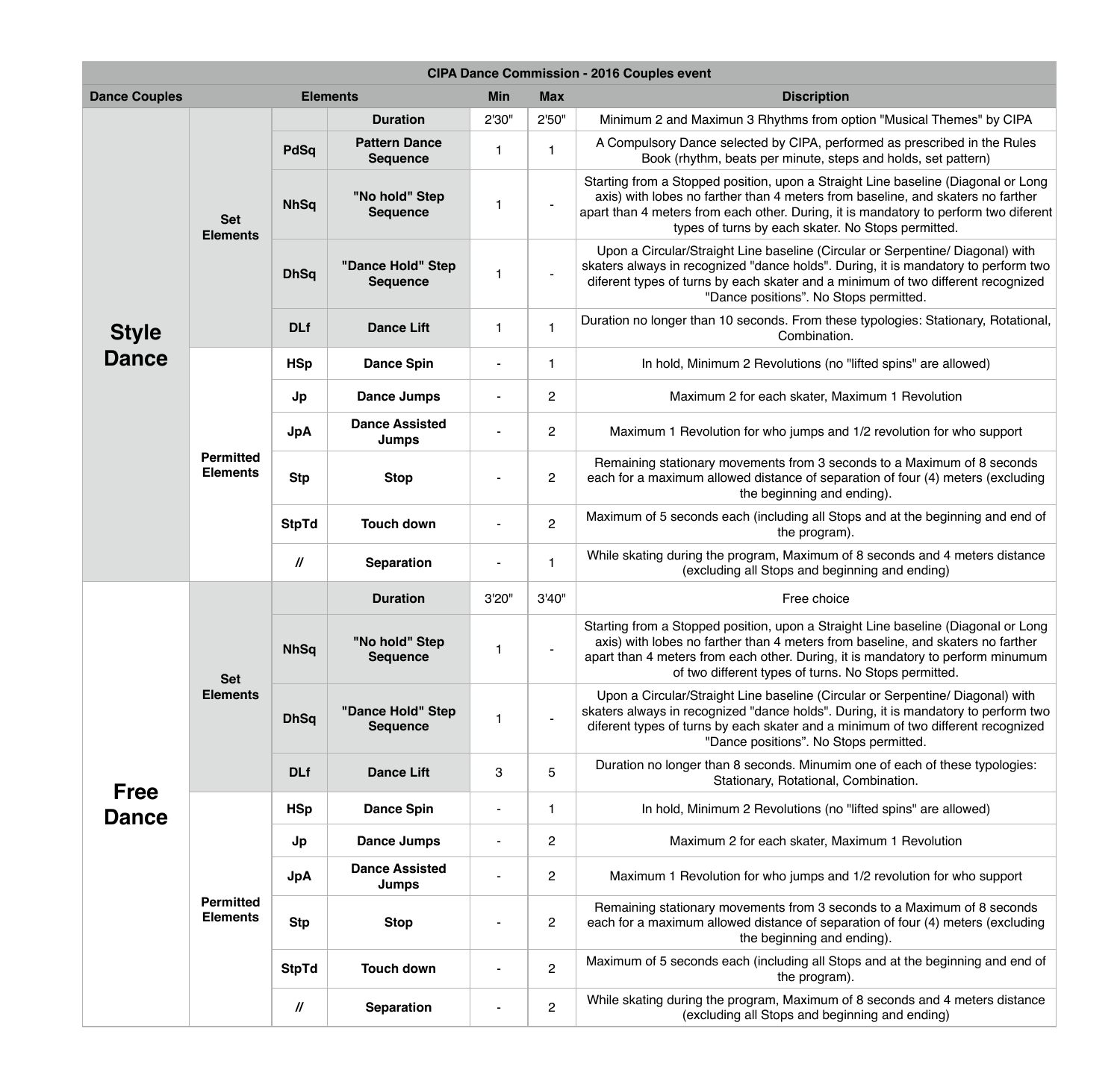| CIPA Dance Commission - 2016 Couples event | | | | | | |
|---|---|---|---|---|---|---|
| **Dance Couples** | **Elements** | | | **Min** | **Max** | **Discription** |
| **Style Dance** | **Set Elements** | | **Duration** | 2'30" | 2'50" | Minimum 2 and Maximun 3 Rhythms from option "Musical Themes" by CIPA |
| | | **PdSq** | **Pattern Dance Sequence** | 1 | 1 | A Compulsory Dance selected by CIPA, performed as prescribed in the Rules Book (rhythm, beats per minute, steps and holds, set pattern) |
| | | **NhSq** | **"No hold" Step Sequence** | 1 | - | Starting from a Stopped position, upon a Straight Line baseline (Diagonal or Long axis) with lobes no farther than 4 meters from baseline, and skaters no farther apart than 4 meters from each other. During, it is mandatory to perform two diferent types of turns by each skater. No Stops permitted. |
| | | **DhSq** | **"Dance Hold" Step Sequence** | 1 | - | Upon a Circular/Straight Line baseline (Circular or Serpentine/ Diagonal) with skaters always in recognized "dance holds". During, it is mandatory to perform two diferent types of turns by each skater and a minimum of two different recognized "Dance positions". No Stops permitted. |
| | | **DLf** | **Dance Lift** | 1 | 1 | Duration no longer than 10 seconds. From these typologies: Stationary, Rotational, Combination. |
| | **Permitted Elements** | **HSp** | **Dance Spin** | - | 1 | In hold, Minimum 2 Revolutions (no "lifted spins" are allowed) |
| | | **Jp** | **Dance Jumps** | - | 2 | Maximum 2 for each skater, Maximum 1 Revolution |
| | | **JpA** | **Dance Assisted Jumps** | - | 2 | Maximum 1 Revolution for who jumps and 1/2 revolution for who support |
| | | **Stp** | **Stop** | - | 2 | Remaining stationary movements from 3 seconds to a Maximum of 8 seconds each for a maximum allowed distance of separation of four (4) meters (excluding the beginning and ending). |
| | | **StpTd** | **Touch down** | - | 2 | Maximum of 5 seconds each (including all Stops and at the beginning and end of the program). |
| | | **//** | **Separation** | - | 1 | While skating during the program, Maximum of 8 seconds and 4 meters distance (excluding all Stops and beginning and ending) |
| **Free Dance** | **Set Elements** | | **Duration** | 3'20" | 3'40" | Free choice |
| | | **NhSq** | **"No hold" Step Sequence** | 1 | - | Starting from a Stopped position, upon a Straight Line baseline (Diagonal or Long axis) with lobes no farther than 4 meters from baseline, and skaters no farther apart than 4 meters from each other. During, it is mandatory to perform minumum of two different types of turns. No Stops permitted. |
| | | **DhSq** | **"Dance Hold" Step Sequence** | 1 | - | Upon a Circular/Straight Line baseline (Circular or Serpentine/ Diagonal) with skaters always in recognized "dance holds". During, it is mandatory to perform two diferent types of turns by each skater and a minimum of two different recognized "Dance positions". No Stops permitted. |
| | | **DLf** | **Dance Lift** | 3 | 5 | Duration no longer than 8 seconds. Minumim one of each of these typologies: Stationary, Rotational, Combination. |
| | **Permitted Elements** | **HSp** | **Dance Spin** | - | 1 | In hold, Minimum 2 Revolutions (no "lifted spins" are allowed) |
| | | **Jp** | **Dance Jumps** | - | 2 | Maximum 2 for each skater, Maximum 1 Revolution |
| | | **JpA** | **Dance Assisted Jumps** | - | 2 | Maximum 1 Revolution for who jumps and 1/2 revolution for who support |
| | | **Stp** | **Stop** | - | 2 | Remaining stationary movements from 3 seconds to a Maximum of 8 seconds each for a maximum allowed distance of separation of four (4) meters (excluding the beginning and ending). |
| | | **StpTd** | **Touch down** | - | 2 | Maximum of 5 seconds each (including all Stops and at the beginning and end of the program). |
| | | **//** | **Separation** | - | 2 | While skating during the program, Maximum of 8 seconds and 4 meters distance (excluding all Stops and beginning and ending) |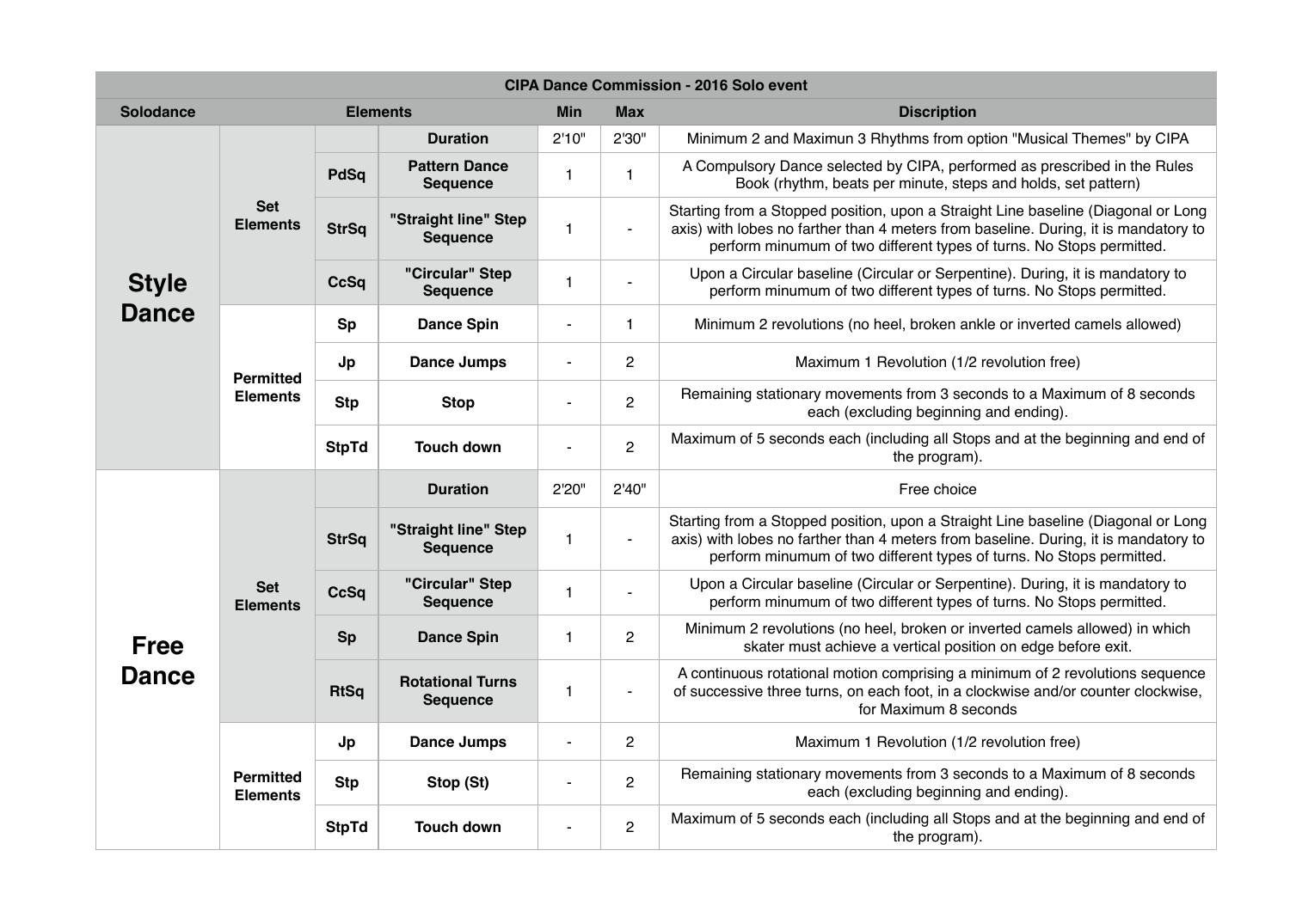| CIPA Dance Commission - 2016 Solo event | | | | | | |
|---|---|---|---|---|---|---|
| **Solodance** | **Elements** | | | **Min** | **Max** | **Discription** |
| **Style Dance** | **Set Elements** | | **Duration** | 2'10" | 2'30" | Minimum 2 and Maximun 3 Rhythms from option "Musical Themes" by CIPA |
| | | **PdSq** | **Pattern Dance Sequence** | 1 | 1 | A Compulsory Dance selected by CIPA, performed as prescribed in the Rules Book (rhythm, beats per minute, steps and holds, set pattern) |
| | | **StrSq** | **"Straight line" Step Sequence** | 1 | - | Starting from a Stopped position, upon a Straight Line baseline (Diagonal or Long axis) with lobes no farther than 4 meters from baseline. During, it is mandatory to perform minumum of two different types of turns. No Stops permitted. |
| | | **CcSq** | **"Circular" Step Sequence** | 1 | - | Upon a Circular baseline (Circular or Serpentine). During, it is mandatory to perform minumum of two different types of turns. No Stops permitted. |
| | **Permitted Elements** | **Sp** | **Dance Spin** | - | 1 | Minimum 2 revolutions (no heel, broken ankle or inverted camels allowed) |
| | | **Jp** | **Dance Jumps** | - | 2 | Maximum 1 Revolution (1/2 revolution free) |
| | | **Stp** | **Stop** | - | 2 | Remaining stationary movements from 3 seconds to a Maximum of 8 seconds each (excluding beginning and ending). |
| | | **StpTd** | **Touch down** | - | 2 | Maximum of 5 seconds each (including all Stops and at the beginning and end of the program). |
| **Free Dance** | **Set Elements** | | **Duration** | 2'20" | 2'40" | Free choice |
| | | **StrSq** | **"Straight line" Step Sequence** | 1 | - | Starting from a Stopped position, upon a Straight Line baseline (Diagonal or Long axis) with lobes no farther than 4 meters from baseline. During, it is mandatory to perform minumum of two different types of turns. No Stops permitted. |
| | | **CcSq** | **"Circular" Step Sequence** | 1 | - | Upon a Circular baseline (Circular or Serpentine). During, it is mandatory to perform minumum of two different types of turns. No Stops permitted. |
| | | **Sp** | **Dance Spin** | 1 | 2 | Minimum 2 revolutions (no heel, broken or inverted camels allowed) in which skater must achieve a vertical position on edge before exit. |
| | | **RtSq** | **Rotational Turns Sequence** | 1 | - | A continuous rotational motion comprising a minimum of 2 revolutions sequence of successive three turns, on each foot, in a clockwise and/or counter clockwise, for Maximum 8 seconds |
| | **Permitted Elements** | **Jp** | **Dance Jumps** | - | 2 | Maximum 1 Revolution (1/2 revolution free) |
| | | **Stp** | **Stop (St)** | - | 2 | Remaining stationary movements from 3 seconds to a Maximum of 8 seconds each (excluding beginning and ending). |
| | | **StpTd** | **Touch down** | - | 2 | Maximum of 5 seconds each (including all Stops and at the beginning and end of the program). |